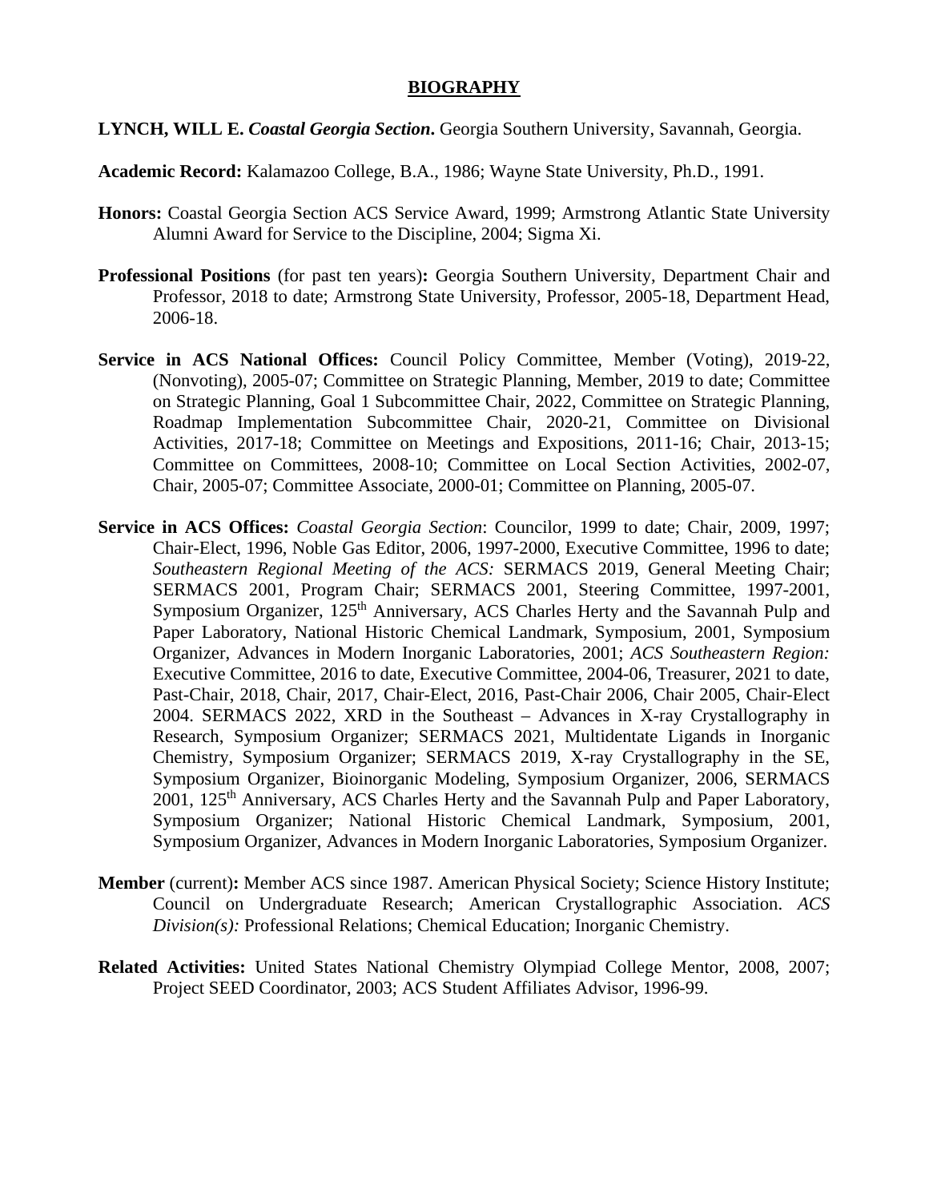# BIOGRAPHY

**LYNCH, WILL E.** ***Coastal Georgia Section*****.** Georgia Southern University, Savannah, Georgia.

**Academic Record:** Kalamazoo College, B.A., 1986; Wayne State University, Ph.D., 1991.

**Honors:** Coastal Georgia Section ACS Service Award, 1999; Armstrong Atlantic State University Alumni Award for Service to the Discipline, 2004; Sigma Xi.

**Professional Positions** (for past ten years)**:** Georgia Southern University, Department Chair and Professor, 2018 to date; Armstrong State University, Professor, 2005-18, Department Head, 2006-18.

**Service in ACS National Offices:** Council Policy Committee, Member (Voting), 2019-22, (Nonvoting), 2005-07; Committee on Strategic Planning, Member, 2019 to date; Committee on Strategic Planning, Goal 1 Subcommittee Chair, 2022, Committee on Strategic Planning, Roadmap Implementation Subcommittee Chair, 2020-21, Committee on Divisional Activities, 2017-18; Committee on Meetings and Expositions, 2011-16; Chair, 2013-15; Committee on Committees, 2008-10; Committee on Local Section Activities, 2002-07, Chair, 2005-07; Committee Associate, 2000-01; Committee on Planning, 2005-07.

**Service in ACS Offices:** *Coastal Georgia Section*: Councilor, 1999 to date; Chair, 2009, 1997; Chair-Elect, 1996, Noble Gas Editor, 2006, 1997-2000, Executive Committee, 1996 to date; *Southeastern Regional Meeting of the ACS:* SERMACS 2019, General Meeting Chair; SERMACS 2001, Program Chair; SERMACS 2001, Steering Committee, 1997-2001, Symposium Organizer, 125th Anniversary, ACS Charles Herty and the Savannah Pulp and Paper Laboratory, National Historic Chemical Landmark, Symposium, 2001, Symposium Organizer, Advances in Modern Inorganic Laboratories, 2001; *ACS Southeastern Region:* Executive Committee, 2016 to date, Executive Committee, 2004-06, Treasurer, 2021 to date, Past-Chair, 2018, Chair, 2017, Chair-Elect, 2016, Past-Chair 2006, Chair 2005, Chair-Elect 2004. SERMACS 2022, XRD in the Southeast – Advances in X-ray Crystallography in Research, Symposium Organizer; SERMACS 2021, Multidentate Ligands in Inorganic Chemistry, Symposium Organizer; SERMACS 2019, X-ray Crystallography in the SE, Symposium Organizer, Bioinorganic Modeling, Symposium Organizer, 2006, SERMACS 2001, 125th Anniversary, ACS Charles Herty and the Savannah Pulp and Paper Laboratory, Symposium Organizer; National Historic Chemical Landmark, Symposium, 2001, Symposium Organizer, Advances in Modern Inorganic Laboratories, Symposium Organizer.

**Member** (current)**:** Member ACS since 1987. American Physical Society; Science History Institute; Council on Undergraduate Research; American Crystallographic Association. *ACS Division(s):* Professional Relations; Chemical Education; Inorganic Chemistry.

**Related Activities:** United States National Chemistry Olympiad College Mentor, 2008, 2007; Project SEED Coordinator, 2003; ACS Student Affiliates Advisor, 1996-99.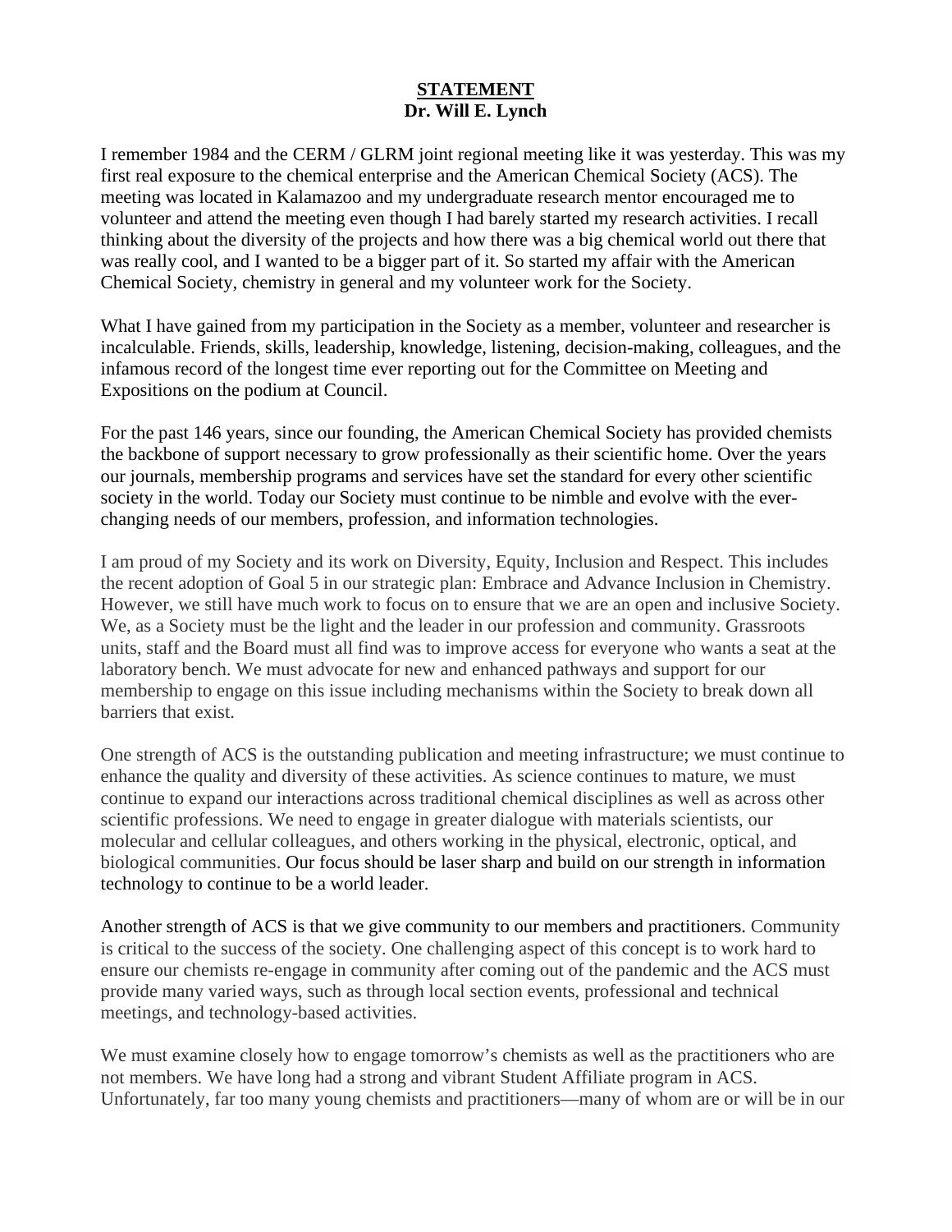**STATEMENT**
**Dr. Will E. Lynch**

I remember 1984 and the CERM / GLRM joint regional meeting like it was yesterday. This was my first real exposure to the chemical enterprise and the American Chemical Society (ACS). The meeting was located in Kalamazoo and my undergraduate research mentor encouraged me to volunteer and attend the meeting even though I had barely started my research activities. I recall thinking about the diversity of the projects and how there was a big chemical world out there that was really cool, and I wanted to be a bigger part of it. So started my affair with the American Chemical Society, chemistry in general and my volunteer work for the Society.

What I have gained from my participation in the Society as a member, volunteer and researcher is incalculable. Friends, skills, leadership, knowledge, listening, decision-making, colleagues, and the infamous record of the longest time ever reporting out for the Committee on Meeting and Expositions on the podium at Council.

For the past 146 years, since our founding, the American Chemical Society has provided chemists the backbone of support necessary to grow professionally as their scientific home. Over the years our journals, membership programs and services have set the standard for every other scientific society in the world. Today our Society must continue to be nimble and evolve with the ever-changing needs of our members, profession, and information technologies.

I am proud of my Society and its work on Diversity, Equity, Inclusion and Respect. This includes the recent adoption of Goal 5 in our strategic plan: Embrace and Advance Inclusion in Chemistry. However, we still have much work to focus on to ensure that we are an open and inclusive Society. We, as a Society must be the light and the leader in our profession and community. Grassroots units, staff and the Board must all find was to improve access for everyone who wants a seat at the laboratory bench. We must advocate for new and enhanced pathways and support for our membership to engage on this issue including mechanisms within the Society to break down all barriers that exist.

One strength of ACS is the outstanding publication and meeting infrastructure; we must continue to enhance the quality and diversity of these activities. As science continues to mature, we must continue to expand our interactions across traditional chemical disciplines as well as across other scientific professions. We need to engage in greater dialogue with materials scientists, our molecular and cellular colleagues, and others working in the physical, electronic, optical, and biological communities. Our focus should be laser sharp and build on our strength in information technology to continue to be a world leader.

Another strength of ACS is that we give community to our members and practitioners. Community is critical to the success of the society. One challenging aspect of this concept is to work hard to ensure our chemists re-engage in community after coming out of the pandemic and the ACS must provide many varied ways, such as through local section events, professional and technical meetings, and technology-based activities.

We must examine closely how to engage tomorrow's chemists as well as the practitioners who are not members. We have long had a strong and vibrant Student Affiliate program in ACS. Unfortunately, far too many young chemists and practitioners—many of whom are or will be in our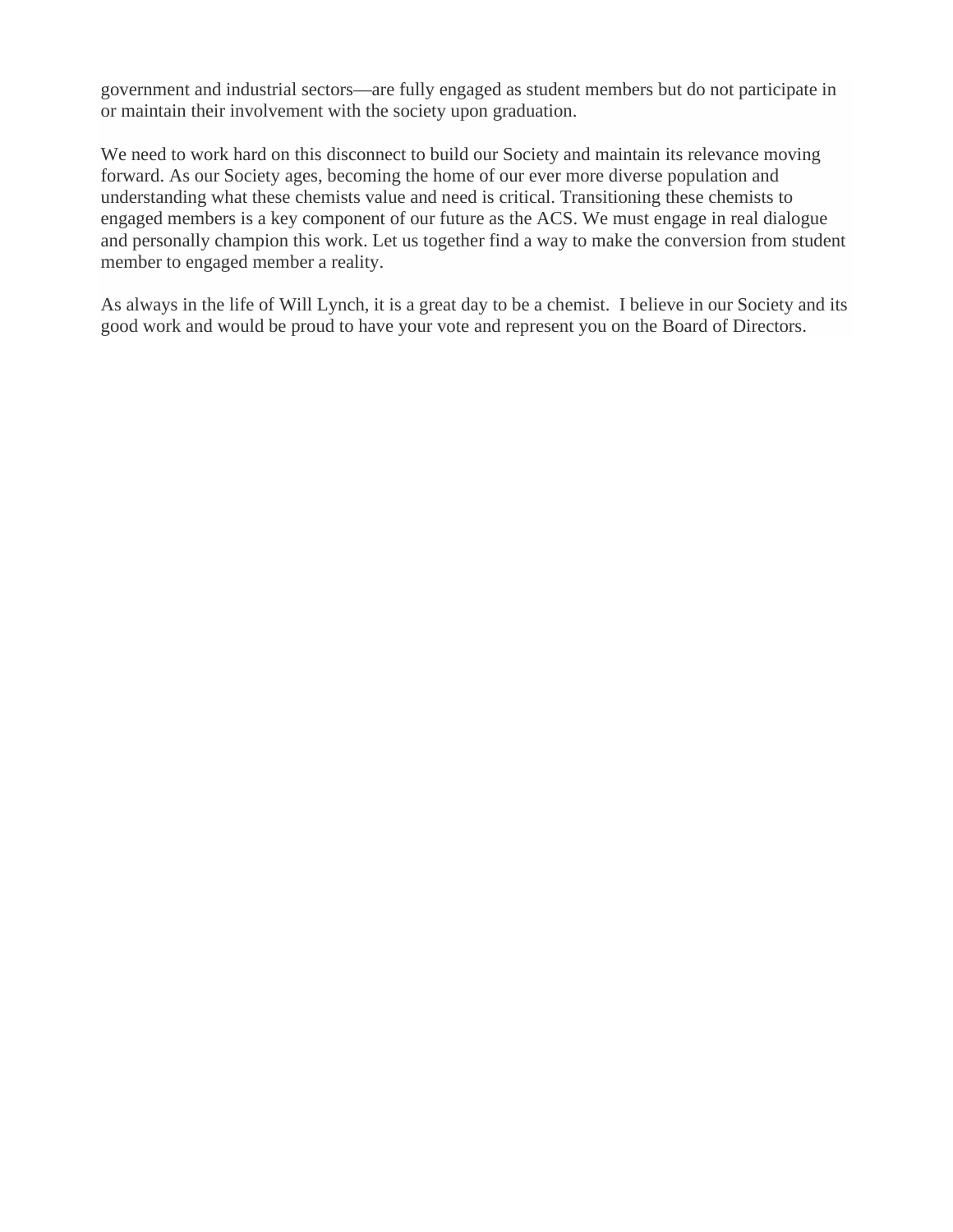government and industrial sectors—are fully engaged as student members but do not participate in or maintain their involvement with the society upon graduation.

We need to work hard on this disconnect to build our Society and maintain its relevance moving forward. As our Society ages, becoming the home of our ever more diverse population and understanding what these chemists value and need is critical. Transitioning these chemists to engaged members is a key component of our future as the ACS. We must engage in real dialogue and personally champion this work. Let us together find a way to make the conversion from student member to engaged member a reality.

As always in the life of Will Lynch, it is a great day to be a chemist. I believe in our Society and its good work and would be proud to have your vote and represent you on the Board of Directors.